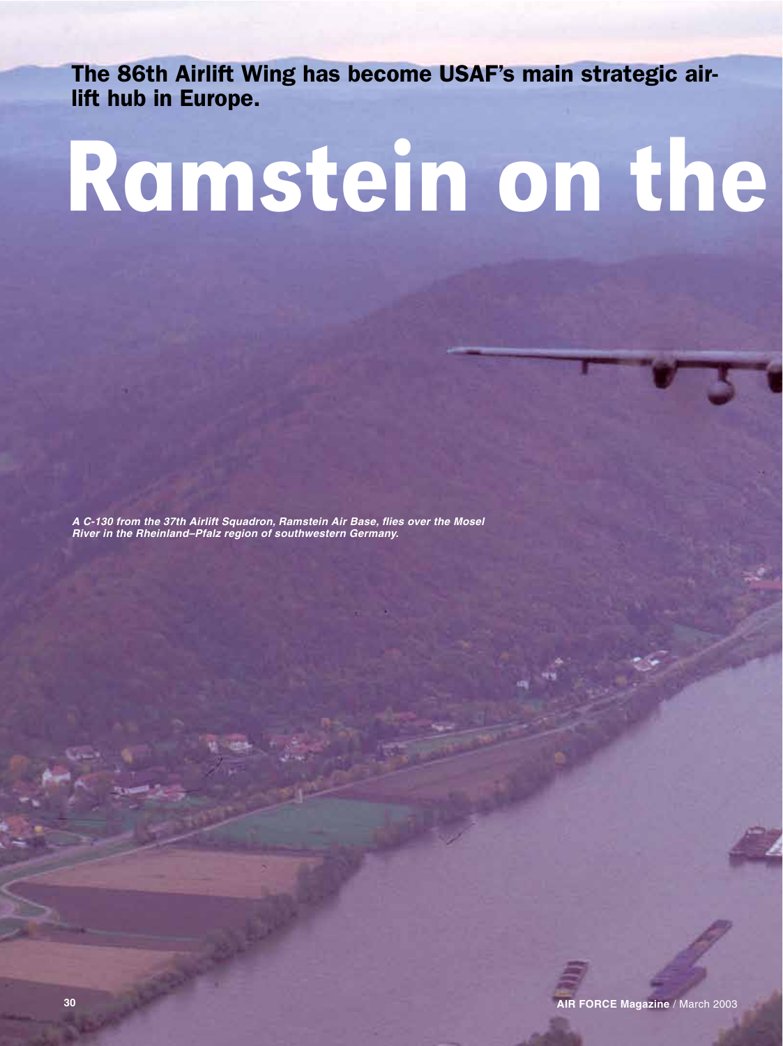**The 86th Airlift Wing has become USAF's main strategic airlift hub in Europe.**

# Ramstein on the

*A C-130 from the 37th Airlift Squadron, Ramstein Air Base, flies over the Mosel River in the Rheinland–Pfalz region of southwestern Germany.*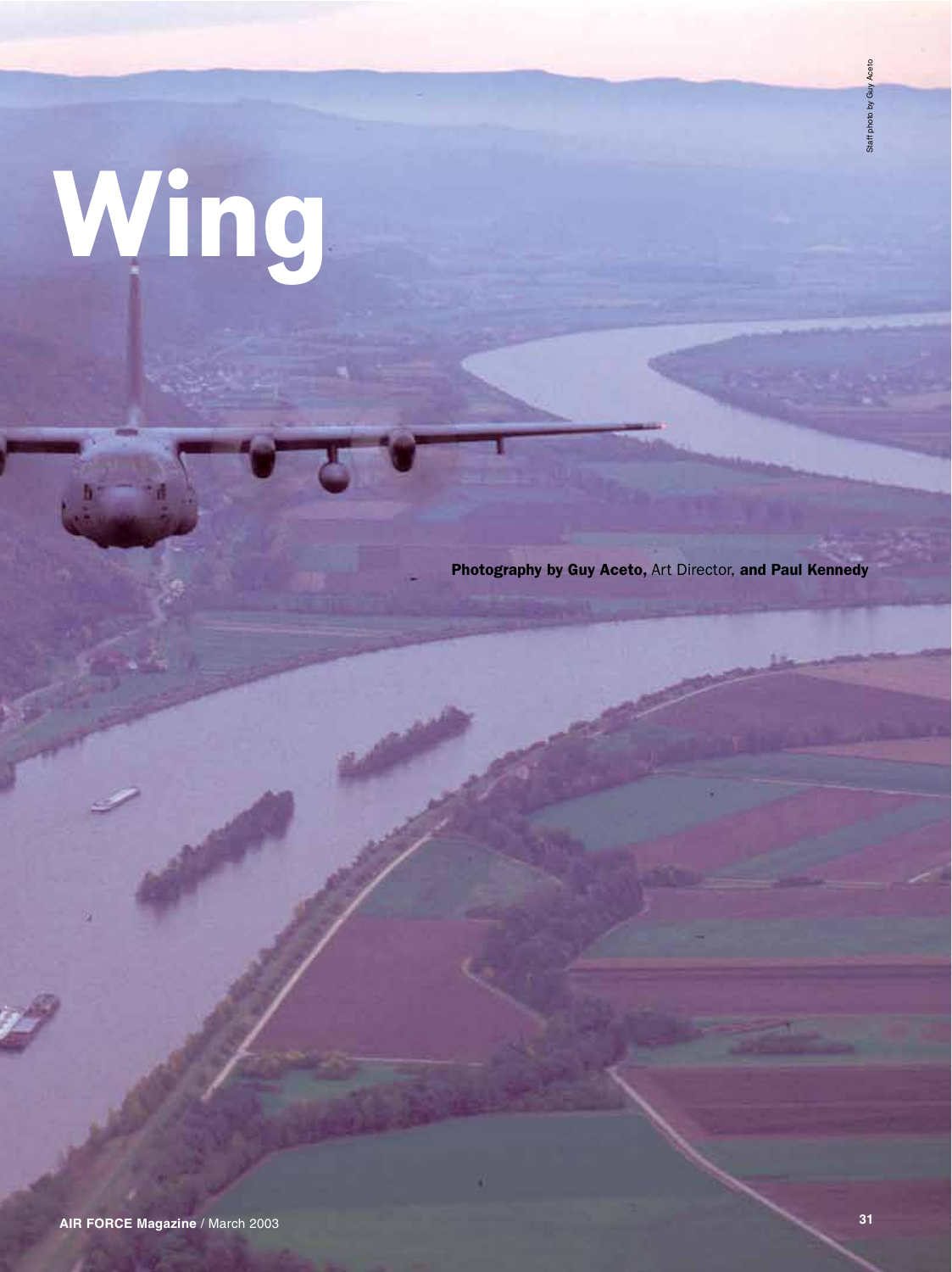# Wing

**Photography by Guy Aceto,** Art Director, **and Paul Kennedy**

Staff photo by Guy Aceto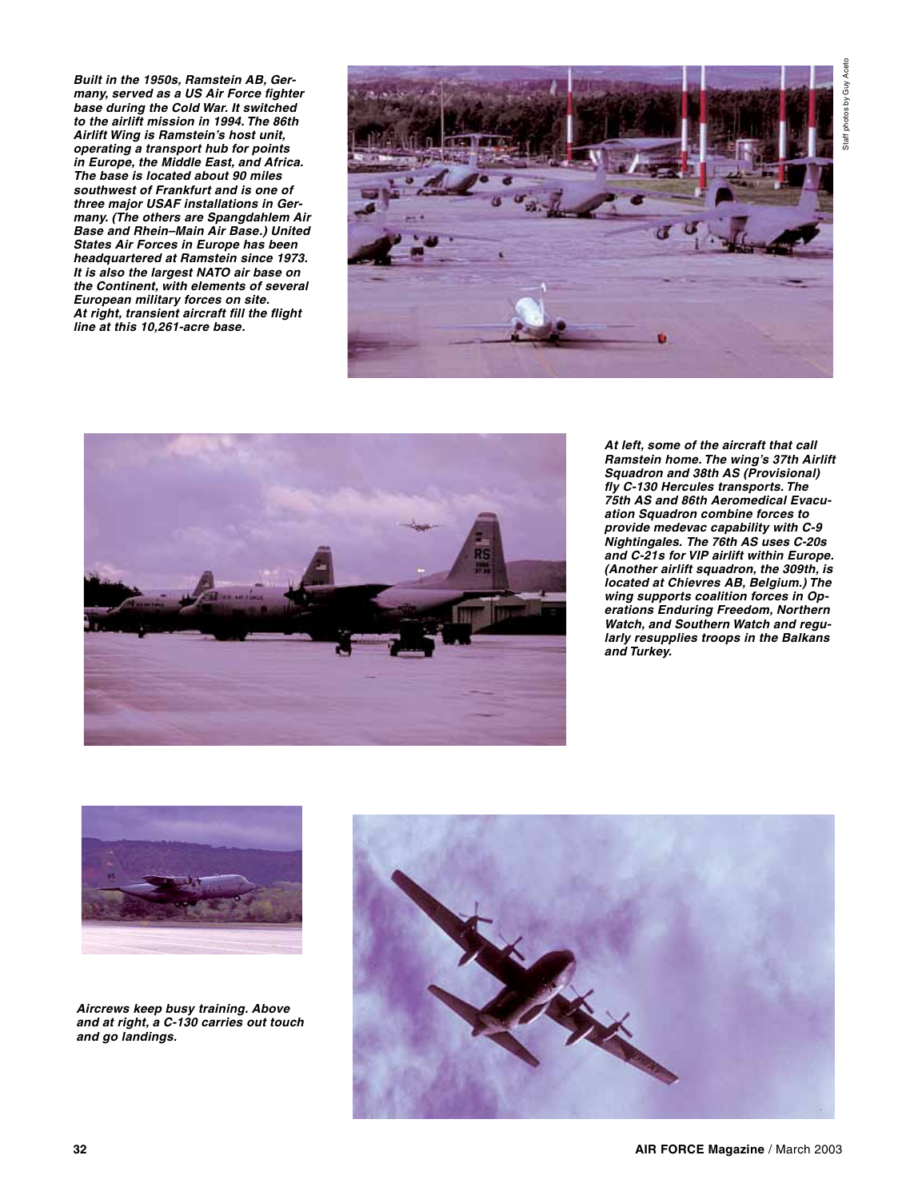*Staff photos by Guy Aceto*

***Built in the 1950s, Ramstein AB, Germany, served as a US Air Force fighter base during the Cold War. It switched to the airlift mission in 1994. The 86th Airlift Wing is Ramstein's host unit, operating a transport hub for points in Europe, the Middle East, and Africa. The base is located about 90 miles southwest of Frankfurt and is one of three major USAF installations in Germany. (The others are Spangdahlem Air Base and Rhein–Main Air Base.) United States Air Forces in Europe has been headquartered at Ramstein since 1973. It is also the largest NATO air base on the Continent, with elements of several European military forces on site. At right, transient aircraft fill the flight line at this 10,261-acre base.***

***At left, some of the aircraft that call Ramstein home. The wing's 37th Airlift Squadron and 38th AS (Provisional) fly C-130 Hercules transports. The 75th AS and 86th Aeromedical Evacuation Squadron combine forces to provide medevac capability with C-9 Nightingales. The 76th AS uses C-20s and C-21s for VIP airlift within Europe. (Another airlift squadron, the 309th, is located at Chievres AB, Belgium.) The wing supports coalition forces in Operations Enduring Freedom, Northern Watch, and Southern Watch and regularly resupplies troops in the Balkans and Turkey.***

***Aircrews keep busy training. Above and at right, a C-130 carries out touch and go landings.***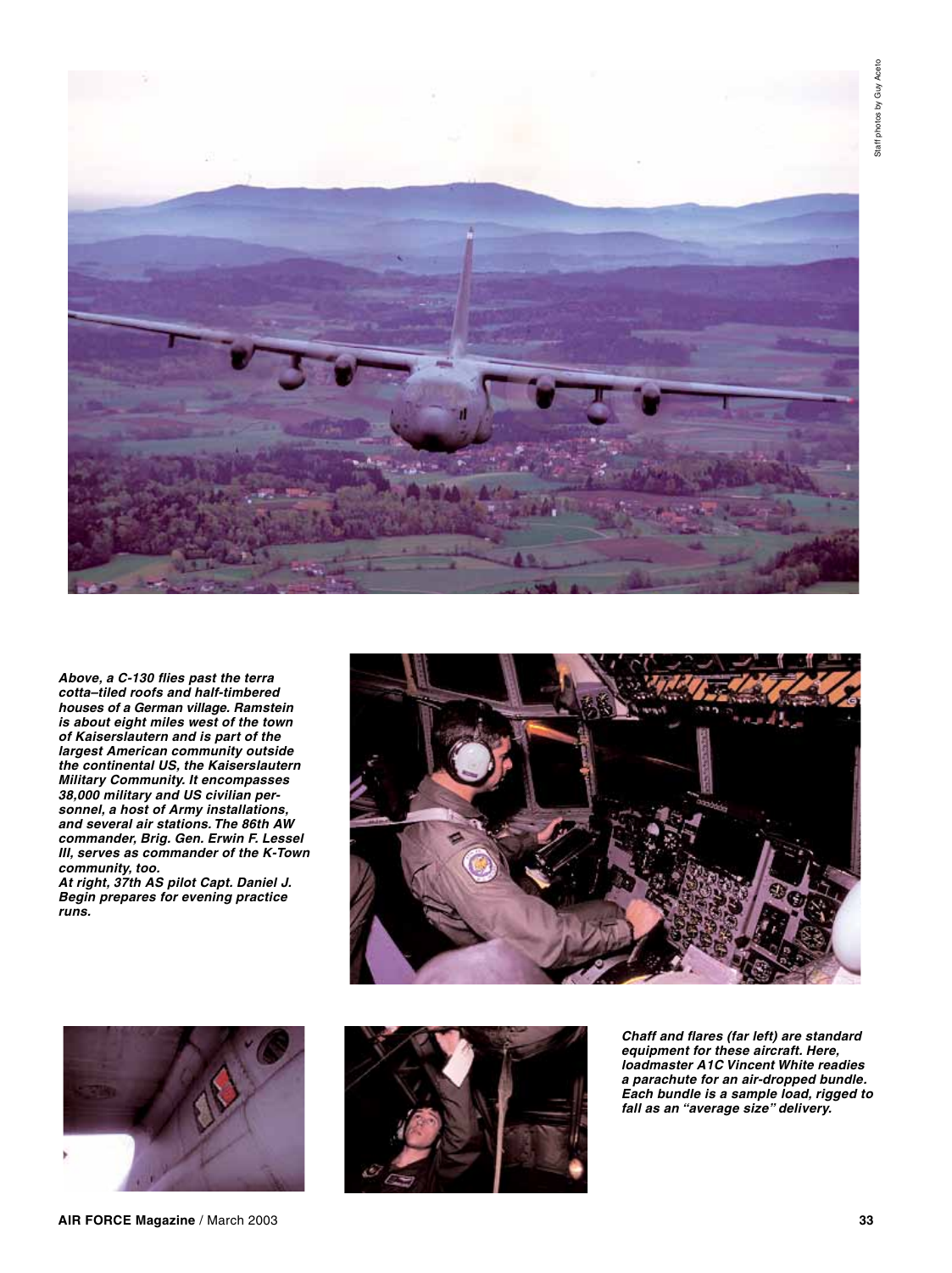Staff photos by Guy Aceto

***Above, a C-130 flies past the terra cotta–tiled roofs and half-timbered houses of a German village. Ramstein is about eight miles west of the town of Kaiserslautern and is part of the largest American community outside the continental US, the Kaiserslautern Military Community. It encompasses 38,000 military and US civilian personnel, a host of Army installations, and several air stations. The 86th AW commander, Brig. Gen. Erwin F. Lessel III, serves as commander of the K-Town community, too.***

***At right, 37th AS pilot Capt. Daniel J. Begin prepares for evening practice runs.***

***Chaff and flares (far left) are standard equipment for these aircraft. Here, loadmaster A1C Vincent White readies a parachute for an air-dropped bundle. Each bundle is a sample load, rigged to fall as an "average size" delivery.***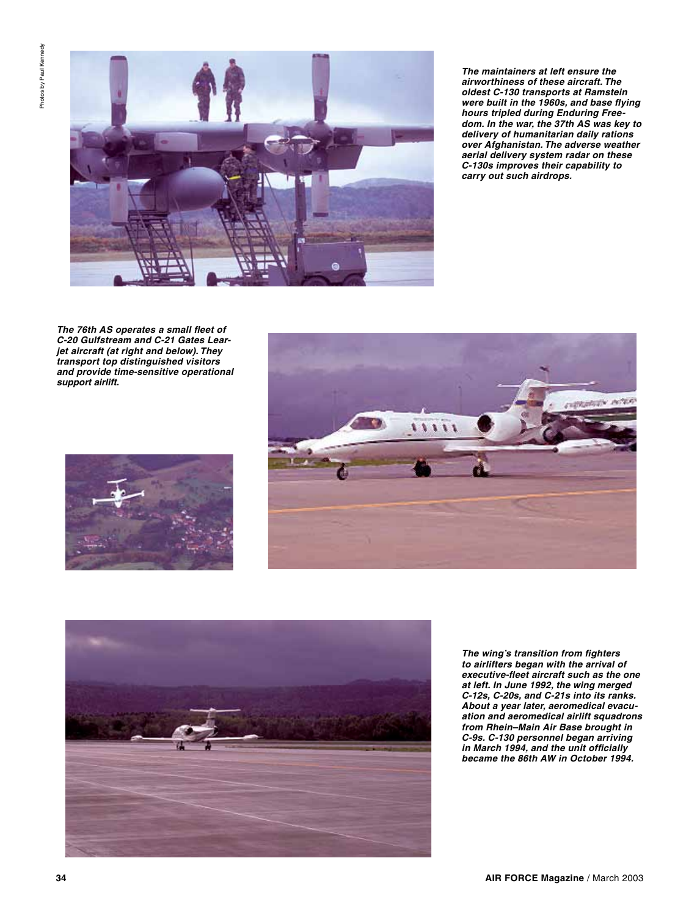Photos by Paul Kennedy

*The maintainers at left ensure the airworthiness of these aircraft. The oldest C-130 transports at Ramstein were built in the 1960s, and base flying hours tripled during Enduring Freedom. In the war, the 37th AS was key to delivery of humanitarian daily rations over Afghanistan. The adverse weather aerial delivery system radar on these C-130s improves their capability to carry out such airdrops.*

*The 76th AS operates a small fleet of C-20 Gulfstream and C-21 Gates Learjet aircraft (at right and below). They transport top distinguished visitors and provide time-sensitive operational support airlift.*

*The wing's transition from fighters to airlifters began with the arrival of executive-fleet aircraft such as the one at left. In June 1992, the wing merged C-12s, C-20s, and C-21s into its ranks. About a year later, aeromedical evacuation and aeromedical airlift squadrons from Rhein–Main Air Base brought in C-9s. C-130 personnel began arriving in March 1994, and the unit officially became the 86th AW in October 1994.*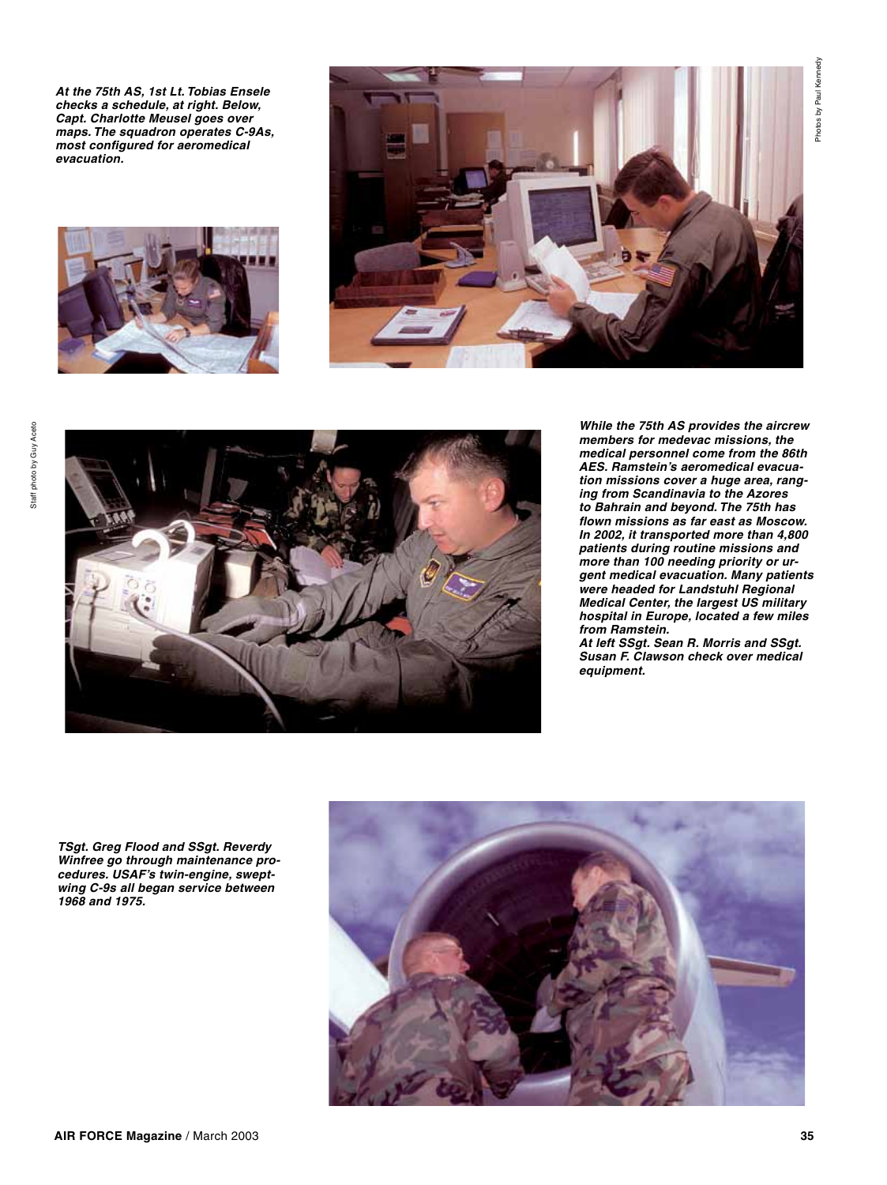*At the 75th AS, 1st Lt. Tobias Ensele checks a schedule, at right. Below, Capt. Charlotte Meusel goes over maps. The squadron operates C-9As, most configured for aeromedical evacuation.*

Photos by Paul Kennedy

Staff photo by Guy Aceto

*While the 75th AS provides the aircrew members for medevac missions, the medical personnel come from the 86th AES. Ramstein's aeromedical evacuation missions cover a huge area, ranging from Scandinavia to the Azores to Bahrain and beyond. The 75th has flown missions as far east as Moscow. In 2002, it transported more than 4,800 patients during routine missions and more than 100 needing priority or urgent medical evacuation. Many patients were headed for Landstuhl Regional Medical Center, the largest US military hospital in Europe, located a few miles from Ramstein.*

*At left SSgt. Sean R. Morris and SSgt. Susan F. Clawson check over medical equipment.*

*TSgt. Greg Flood and SSgt. Reverdy Winfree go through maintenance procedures. USAF's twin-engine, swept-wing C-9s all began service between 1968 and 1975.*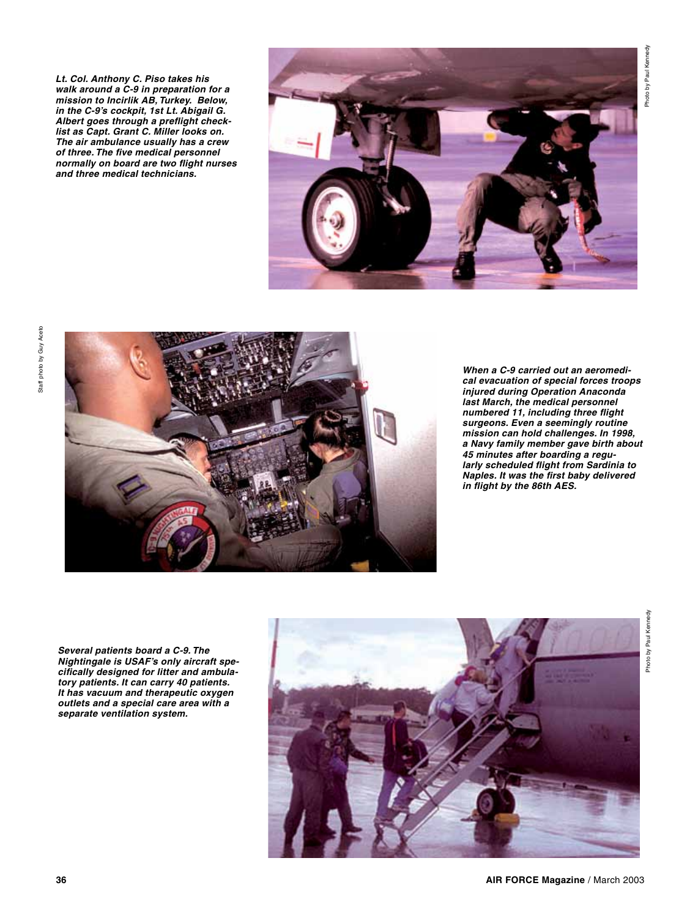*Lt. Col. Anthony C. Piso takes his walk around a C-9 in preparation for a mission to Incirlik AB, Turkey. Below, in the C-9's cockpit, 1st Lt. Abigail G. Albert goes through a preflight checklist as Capt. Grant C. Miller looks on. The air ambulance usually has a crew of three. The five medical personnel normally on board are two flight nurses and three medical technicians.*

Photo by Paul Kennedy

Staff photo by Guy Aceto

*When a C-9 carried out an aeromedical evacuation of special forces troops injured during Operation Anaconda last March, the medical personnel numbered 11, including three flight surgeons. Even a seemingly routine mission can hold challenges. In 1998, a Navy family member gave birth about 45 minutes after boarding a regularly scheduled flight from Sardinia to Naples. It was the first baby delivered in flight by the 86th AES.*

*Several patients board a C-9. The Nightingale is USAF's only aircraft specifically designed for litter and ambulatory patients. It can carry 40 patients. It has vacuum and therapeutic oxygen outlets and a special care area with a separate ventilation system.*

Photo by Paul Kennedy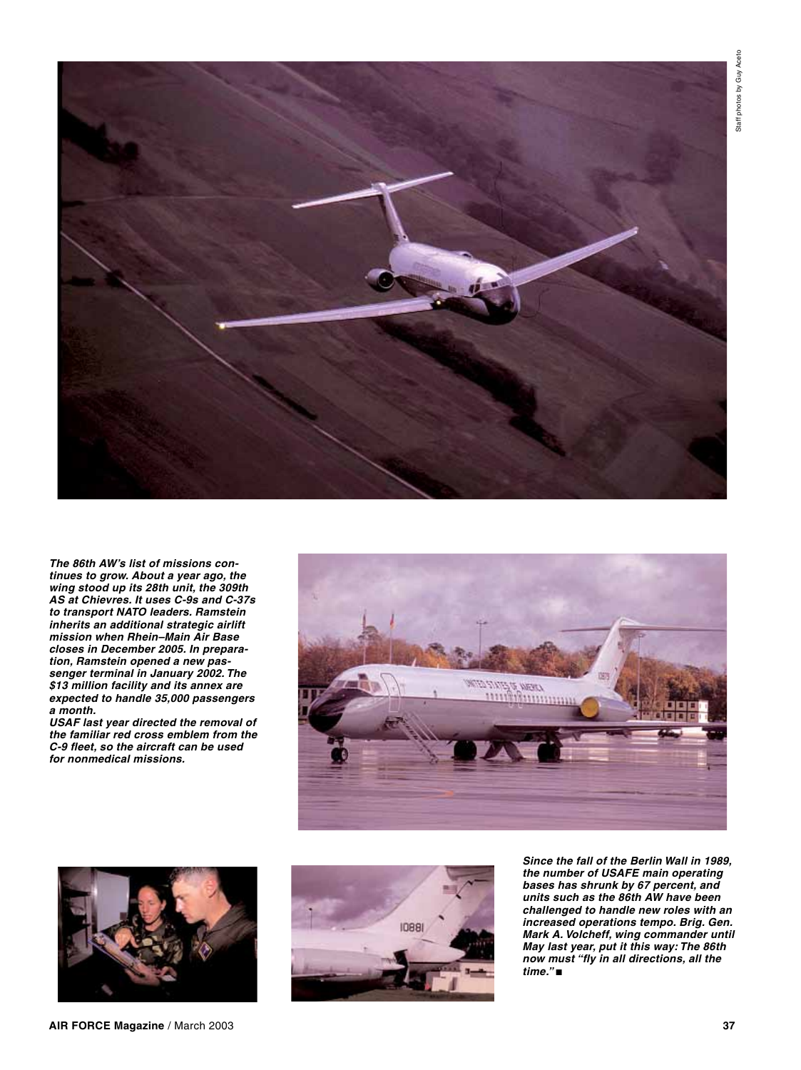*The 86th AW's list of missions continues to grow. About a year ago, the wing stood up its 28th unit, the 309th AS at Chievres. It uses C-9s and C-37s to transport NATO leaders. Ramstein inherits an additional strategic airlift mission when Rhein–Main Air Base closes in December 2005. In preparation, Ramstein opened a new passenger terminal in January 2002. The $13 million facility and its annex are expected to handle 35,000 passengers a month.*

*USAF last year directed the removal of the familiar red cross emblem from the C-9 fleet, so the aircraft can be used for nonmedical missions.*

*Since the fall of the Berlin Wall in 1989, the number of USAFE main operating bases has shrunk by 67 percent, and units such as the 86th AW have been challenged to handle new roles with an increased operations tempo. Brig. Gen. Mark A. Volcheff, wing commander until May last year, put it this way: The 86th now must "fly in all directions, all the time."* ■